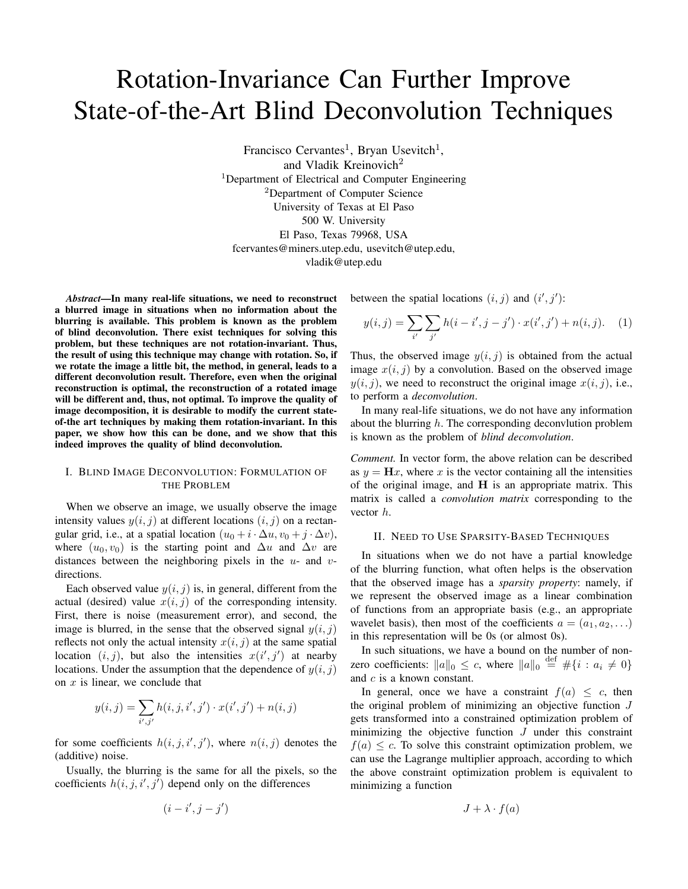# Rotation-Invariance Can Further Improve State-of-the-Art Blind Deconvolution Techniques

Francisco Cervantes[1], Bryan Usevitch[1], and Vladik Kreinovich[2]

[1]Department of Electrical and Computer Engineering
[2]Department of Computer Science
University of Texas at El Paso
500 W. University
El Paso, Texas 79968, USA
fcervantes@miners.utep.edu, usevitch@utep.edu, vladik@utep.edu

***Abstract*—In many real-life situations, we need to reconstruct a blurred image in situations when no information about the blurring is available. This problem is known as the problem of blind deconvolution. There exist techniques for solving this problem, but these techniques are not rotation-invariant. Thus, the result of using this technique may change with rotation. So, if we rotate the image a little bit, the method, in general, leads to a different deconvolution result. Therefore, even when the original reconstruction is optimal, the reconstruction of a rotated image will be different and, thus, not optimal. To improve the quality of image decomposition, it is desirable to modify the current state-of-the art techniques by making them rotation-invariant. In this paper, we show how this can be done, and we show that this indeed improves the quality of blind deconvolution.**

## I. Blind Image Deconvolution: Formulation of the Problem

When we observe an image, we usually observe the image intensity values $y(i,j)$ at different locations $(i,j)$ on a rectangular grid, i.e., at a spatial location $(u_0 + i\cdot\Delta u, v_0 + j\cdot\Delta v)$, where $(u_0, v_0)$ is the starting point and $\Delta u$ and $\Delta v$ are distances between the neighboring pixels in the $u$- and $v$-directions.

Each observed value $y(i,j)$ is, in general, different from the actual (desired) value $x(i,j)$ of the corresponding intensity. First, there is noise (measurement error), and second, the image is blurred, in the sense that the observed signal $y(i,j)$ reflects not only the actual intensity $x(i,j)$ at the same spatial location $(i,j)$, but also the intensities $x(i',j')$ at nearby locations. Under the assumption that the dependence of $y(i,j)$ on $x$ is linear, we conclude that

$$y(i,j) = \sum_{i',j'} h(i,j,i',j')\cdot x(i',j') + n(i,j)$$

for some coefficients $h(i,j,i',j')$, where $n(i,j)$ denotes the (additive) noise.

Usually, the blurring is the same for all the pixels, so the coefficients $h(i,j,i',j')$ depend only on the differences

$$(i-i', j-j')$$

between the spatial locations $(i,j)$ and $(i',j')$:

$$y(i,j) = \sum_{i'}\sum_{j'} h(i-i', j-j')\cdot x(i',j') + n(i,j). \quad (1)$$

Thus, the observed image $y(i,j)$ is obtained from the actual image $x(i,j)$ by a convolution. Based on the observed image $y(i,j)$, we need to reconstruct the original image $x(i,j)$, i.e., to perform a *deconvolution*.

In many real-life situations, we do not have any information about the blurring $h$. The corresponding deconvlution problem is known as the problem of *blind deconvolution*.

*Comment.* In vector form, the above relation can be described as $y = \mathbf{H}x$, where $x$ is the vector containing all the intensities of the original image, and $\mathbf{H}$ is an appropriate matrix. This matrix is called a *convolution matrix* corresponding to the vector $h$.

## II. Need to Use Sparsity-Based Techniques

In situations when we do not have a partial knowledge of the blurring function, what often helps is the observation that the observed image has a *sparsity property*: namely, if we represent the observed image as a linear combination of functions from an appropriate basis (e.g., an appropriate wavelet basis), then most of the coefficients $a = (a_1, a_2, \ldots)$ in this representation will be 0s (or almost 0s).

In such situations, we have a bound on the number of non-zero coefficients: $\|a\|_0 \le c$, where $\|a\|_0 \stackrel{\text{def}}{=} \#\{i : a_i \ne 0\}$ and $c$ is a known constant.

In general, once we have a constraint $f(a) \le c$, then the original problem of minimizing an objective function $J$ gets transformed into a constrained optimization problem of minimizing the objective function $J$ under this constraint $f(a) \le c$. To solve this constraint optimization problem, we can use the Lagrange multiplier approach, according to which the above constraint optimization problem is equivalent to minimizing a function

$$J + \lambda \cdot f(a)$$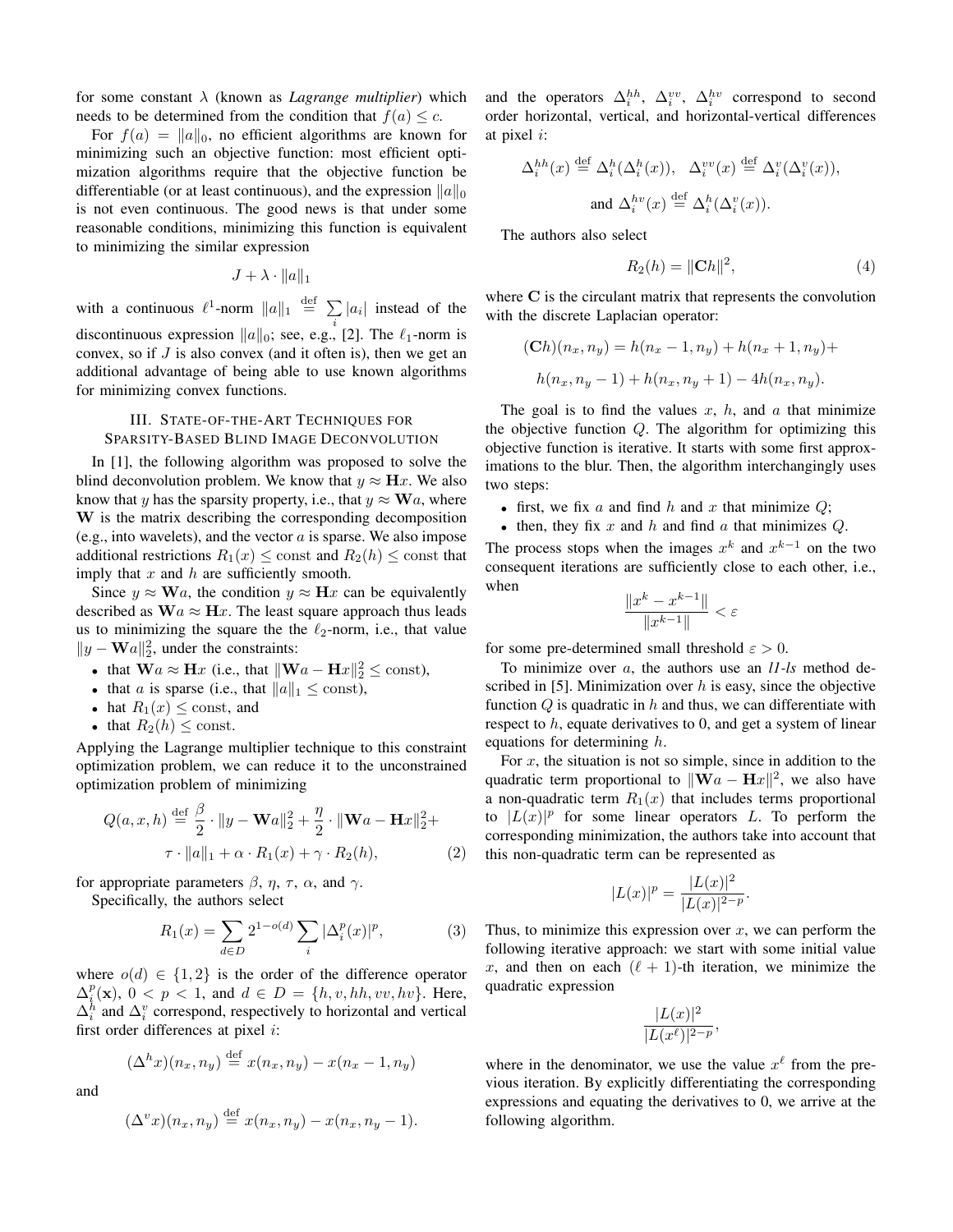for some constant $\lambda$ (known as *Lagrange multiplier*) which needs to be determined from the condition that $f(a) \le c$.

For $f(a) = \|a\|_0$, no efficient algorithms are known for minimizing such an objective function: most efficient optimization algorithms require that the objective function be differentiable (or at least continuous), and the expression $\|a\|_0$ is not even continuous. The good news is that under some reasonable conditions, minimizing this function is equivalent to minimizing the similar expression

$$J + \lambda \cdot \|a\|_1$$

with a continuous $\ell^1$-norm $\|a\|_1 \stackrel{\rm def}{=} \sum_i |a_i|$ instead of the discontinuous expression $\|a\|_0$; see, e.g., [2]. The $\ell_1$-norm is convex, so if $J$ is also convex (and it often is), then we get an additional advantage of being able to use known algorithms for minimizing convex functions.

## III. State-of-the-Art Techniques for Sparsity-Based Blind Image Deconvolution

In [1], the following algorithm was proposed to solve the blind deconvolution problem. We know that $y \approx \mathbf{H}x$. We also know that $y$ has the sparsity property, i.e., that $y \approx \mathbf{W}a$, where $\mathbf{W}$ is the matrix describing the corresponding decomposition (e.g., into wavelets), and the vector $a$ is sparse. We also impose additional restrictions $R_1(x) \le \text{const}$ and $R_2(h) \le \text{const}$ that imply that $x$ and $h$ are sufficiently smooth.

Since $y \approx \mathbf{W}a$, the condition $y \approx \mathbf{H}x$ can be equivalently described as $\mathbf{W}a \approx \mathbf{H}x$. The least square approach thus leads us to minimizing the square the the $\ell_2$-norm, i.e., that value $\|y - \mathbf{W}a\|_2^2$, under the constraints:

- that $\mathbf{W}a \approx \mathbf{H}x$ (i.e., that $\|\mathbf{W}a - \mathbf{H}x\|_2^2 \le \text{const}$),
- that $a$ is sparse (i.e., that $\|a\|_1 \le \text{const}$),
- hat $R_1(x) \le \text{const}$, and
- that $R_2(h) \le \text{const}$.

Applying the Lagrange multiplier technique to this constraint optimization problem, we can reduce it to the unconstrained optimization problem of minimizing

$$Q(a, x, h) \stackrel{\rm def}{=} \frac{\beta}{2} \cdot \|y - \mathbf{W}a\|_2^2 + \frac{\eta}{2} \cdot \|\mathbf{W}a - \mathbf{H}x\|_2^2 + \tau \cdot \|a\|_1 + \alpha \cdot R_1(x) + \gamma \cdot R_2(h), \tag{2}$$

for appropriate parameters $\beta$, $\eta$, $\tau$, $\alpha$, and $\gamma$.

Specifically, the authors select

$$R_1(x) = \sum_{d \in D} 2^{1-o(d)} \sum_i |\Delta_i^p(x)|^p, \tag{3}$$

where $o(d) \in \{1, 2\}$ is the order of the difference operator $\Delta_i^p(\mathbf{x})$, $0 < p < 1$, and $d \in D = \{h, v, hh, vv, hv\}$. Here, $\Delta_i^h$ and $\Delta_i^v$ correspond, respectively to horizontal and vertical first order differences at pixel $i$:

$$(\Delta^h x)(n_x, n_y) \stackrel{\rm def}{=} x(n_x, n_y) - x(n_x - 1, n_y)$$

and

$$(\Delta^v x)(n_x, n_y) \stackrel{\rm def}{=} x(n_x, n_y) - x(n_x, n_y - 1).$$

and the operators $\Delta_i^{hh}$, $\Delta_i^{vv}$, $\Delta_i^{hv}$ correspond to second order horizontal, vertical, and horizontal-vertical differences at pixel $i$:

$$\Delta_i^{hh}(x) \stackrel{\rm def}{=} \Delta_i^h(\Delta_i^h(x)), \quad \Delta_i^{vv}(x) \stackrel{\rm def}{=} \Delta_i^v(\Delta_i^v(x)),$$
$$\text{and } \Delta_i^{hv}(x) \stackrel{\rm def}{=} \Delta_i^h(\Delta_i^v(x)).$$

The authors also select

$$R_2(h) = \|\mathbf{C}h\|^2, \tag{4}$$

where $\mathbf{C}$ is the circulant matrix that represents the convolution with the discrete Laplacian operator:

$$(\mathbf{C}h)(n_x, n_y) = h(n_x - 1, n_y) + h(n_x + 1, n_y) + h(n_x, n_y - 1) + h(n_x, n_y + 1) - 4h(n_x, n_y).$$

The goal is to find the values $x$, $h$, and $a$ that minimize the objective function $Q$. The algorithm for optimizing this objective function is iterative. It starts with some first approximations to the blur. Then, the algorithm interchangingly uses two steps:

- first, we fix $a$ and find $h$ and $x$ that minimize $Q$;
- then, they fix $x$ and $h$ and find $a$ that minimizes $Q$.

The process stops when the images $x^k$ and $x^{k-1}$ on the two consequent iterations are sufficiently close to each other, i.e., when

$$\frac{\|x^k - x^{k-1}\|}{\|x^{k-1}\|} < \varepsilon$$

for some pre-determined small threshold $\varepsilon > 0$.

To minimize over $a$, the authors use an *l1-ls* method described in [5]. Minimization over $h$ is easy, since the objective function $Q$ is quadratic in $h$ and thus, we can differentiate with respect to $h$, equate derivatives to 0, and get a system of linear equations for determining $h$.

For $x$, the situation is not so simple, since in addition to the quadratic term proportional to $\|\mathbf{W}a - \mathbf{H}x\|^2$, we also have a non-quadratic term $R_1(x)$ that includes terms proportional to $|L(x)|^p$ for some linear operators $L$. To perform the corresponding minimization, the authors take into account that this non-quadratic term can be represented as

$$|L(x)|^p = \frac{|L(x)|^2}{|L(x)|^{2-p}}.$$

Thus, to minimize this expression over $x$, we can perform the following iterative approach: we start with some initial value $x$, and then on each $(\ell + 1)$-th iteration, we minimize the quadratic expression

$$\frac{|L(x)|^2}{|L(x^\ell)|^{2-p}},$$

where in the denominator, we use the value $x^\ell$ from the previous iteration. By explicitly differentiating the corresponding expressions and equating the derivatives to 0, we arrive at the following algorithm.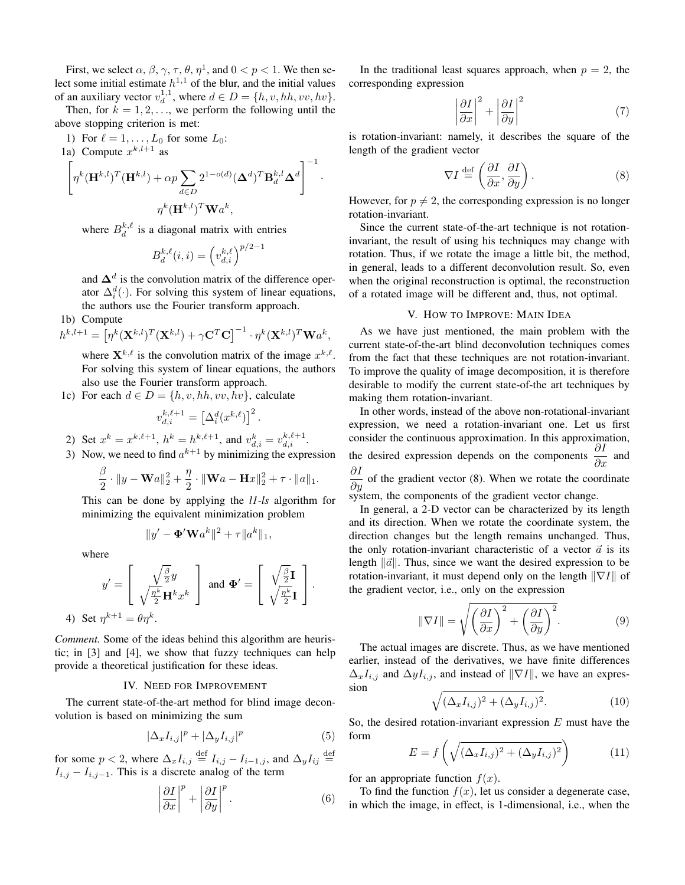First, we select $\alpha$, $\beta$, $\gamma$, $\tau$, $\theta$, $\eta^1$, and $0 < p < 1$. We then select some initial estimate $h^{1,1}$ of the blur, and the initial values of an auxiliary vector $v_d^{1,1}$, where $d \in D = \{h, v, hh, vv, hv\}$.

Then, for $k = 1, 2, \ldots$, we perform the following until the above stopping criterion is met:

1) For $\ell = 1, \ldots, L_0$ for some $L_0$:

1a) Compute $x^{k,l+1}$ as

$$\left[\eta^k (\mathbf{H}^{k,l})^T (\mathbf{H}^{k,l}) + \alpha p \sum_{d \in D} 2^{1-o(d)} (\mathbf{\Delta}^d)^T \mathbf{B}_d^{k,l} \mathbf{\Delta}^d \right]^{-1} \cdot \eta^k (\mathbf{H}^{k,l})^T \mathbf{W} a^k,$$

where $B_d^{k,\ell}$ is a diagonal matrix with entries

$$B_d^{k,\ell}(i,i) = \left(v_{d,i}^{k,\ell}\right)^{p/2-1}$$

and $\mathbf{\Delta}^d$ is the convolution matrix of the difference operator $\Delta_i^d(\cdot)$. For solving this system of linear equations, the authors use the Fourier transform approach.

1b) Compute

$$h^{k,l+1} = \left[\eta^k (\mathbf{X}^{k,l})^T (\mathbf{X}^{k,l}) + \gamma \mathbf{C}^T \mathbf{C}\right]^{-1} \cdot \eta^k (\mathbf{X}^{k,l})^T \mathbf{W} a^k,$$

where $\mathbf{X}^{k,\ell}$ is the convolution matrix of the image $x^{k,\ell}$. For solving this system of linear equations, the authors also use the Fourier transform approach.

1c) For each $d \in D = \{h, v, hh, vv, hv\}$, calculate

$$v_{d,i}^{k,\ell+1} = \left[\Delta_i^d (x^{k,\ell})\right]^2.$$

2) Set $x^k = x^{k,\ell+1}$, $h^k = h^{k,\ell+1}$, and $v_{d,i}^k = v_{d,i}^{k,\ell+1}$.

3) Now, we need to find $a^{k+1}$ by minimizing the expression

$$\frac{\beta}{2} \cdot \|y - \mathbf{W}a\|_2^2 + \frac{\eta}{2} \cdot \|\mathbf{W}a - \mathbf{H}x\|_2^2 + \tau \cdot \|a\|_1.$$

This can be done by applying the *l1-ls* algorithm for minimizing the equivalent minimization problem

$$\|y' - \mathbf{\Phi}' \mathbf{W} a^k\|^2 + \tau \|a^k\|_1,$$

where

$$y' = \left[\begin{array}{c} \sqrt{\frac{\beta}{2}} y \\ \sqrt{\frac{\eta^k}{2}} \mathbf{H}^k x^k \end{array}\right] \text{ and } \mathbf{\Phi}' = \left[\begin{array}{c} \sqrt{\frac{\beta}{2}} \mathbf{I} \\ \sqrt{\frac{\eta^k}{2}} \mathbf{I} \end{array}\right].$$

4) Set $\eta^{k+1} = \theta \eta^k$.

*Comment.* Some of the ideas behind this algorithm are heuristic; in [3] and [4], we show that fuzzy techniques can help provide a theoretical justification for these ideas.

## IV. Need for Improvement

The current state-of-the-art method for blind image deconvolution is based on minimizing the sum

$$|\Delta_x I_{i,j}|^p + |\Delta_y I_{i,j}|^p \tag{5}$$

for some $p < 2$, where $\Delta_x I_{i,j} \stackrel{\text{def}}{=} I_{i,j} - I_{i-1,j}$, and $\Delta_y I_{ij} \stackrel{\text{def}}{=} I_{i,j} - I_{i,j-1}$. This is a discrete analog of the term

$$\left|\frac{\partial I}{\partial x}\right|^p + \left|\frac{\partial I}{\partial y}\right|^p. \tag{6}$$

In the traditional least squares approach, when $p = 2$, the corresponding expression

$$\left|\frac{\partial I}{\partial x}\right|^2 + \left|\frac{\partial I}{\partial y}\right|^2 \tag{7}$$

is rotation-invariant: namely, it describes the square of the length of the gradient vector

$$\nabla I \stackrel{\text{def}}{=} \left(\frac{\partial I}{\partial x}, \frac{\partial I}{\partial y}\right). \tag{8}$$

However, for $p \neq 2$, the corresponding expression is no longer rotation-invariant.

Since the current state-of-the-art technique is not rotation-invariant, the result of using his techniques may change with rotation. Thus, if we rotate the image a little bit, the method, in general, leads to a different deconvolution result. So, even when the original reconstruction is optimal, the reconstruction of a rotated image will be different and, thus, not optimal.

## V. How to Improve: Main Idea

As we have just mentioned, the main problem with the current state-of-the-art blind deconvolution techniques comes from the fact that these techniques are not rotation-invariant. To improve the quality of image decomposition, it is therefore desirable to modify the current state-of-the art techniques by making them rotation-invariant.

In other words, instead of the above non-rotational-invariant expression, we need a rotation-invariant one. Let us first consider the continuous approximation. In this approximation, the desired expression depends on the components $\dfrac{\partial I}{\partial x}$ and $\dfrac{\partial I}{\partial y}$ of the gradient vector (8). When we rotate the coordinate system, the components of the gradient vector change.

In general, a 2-D vector can be characterized by its length and its direction. When we rotate the coordinate system, the direction changes but the length remains unchanged. Thus, the only rotation-invariant characteristic of a vector $\vec{a}$ is its length $\|\vec{a}\|$. Thus, since we want the desired expression to be rotation-invariant, it must depend only on the length $\|\nabla I\|$ of the gradient vector, i.e., only on the expression

$$\|\nabla I\| = \sqrt{\left(\frac{\partial I}{\partial x}\right)^2 + \left(\frac{\partial I}{\partial y}\right)^2}. \tag{9}$$

The actual images are discrete. Thus, as we have mentioned earlier, instead of the derivatives, we have finite differences $\Delta_x I_{i,j}$ and $\Delta y I_{i,j}$, and instead of $\|\nabla I\|$, we have an expression

$$\sqrt{(\Delta_x I_{i,j})^2 + (\Delta_y I_{i,j})^2}. \tag{10}$$

So, the desired rotation-invariant expression $E$ must have the form

$$E = f\left(\sqrt{(\Delta_x I_{i,j})^2 + (\Delta_y I_{i,j})^2}\right) \tag{11}$$

for an appropriate function $f(x)$.

To find the function $f(x)$, let us consider a degenerate case, in which the image, in effect, is 1-dimensional, i.e., when the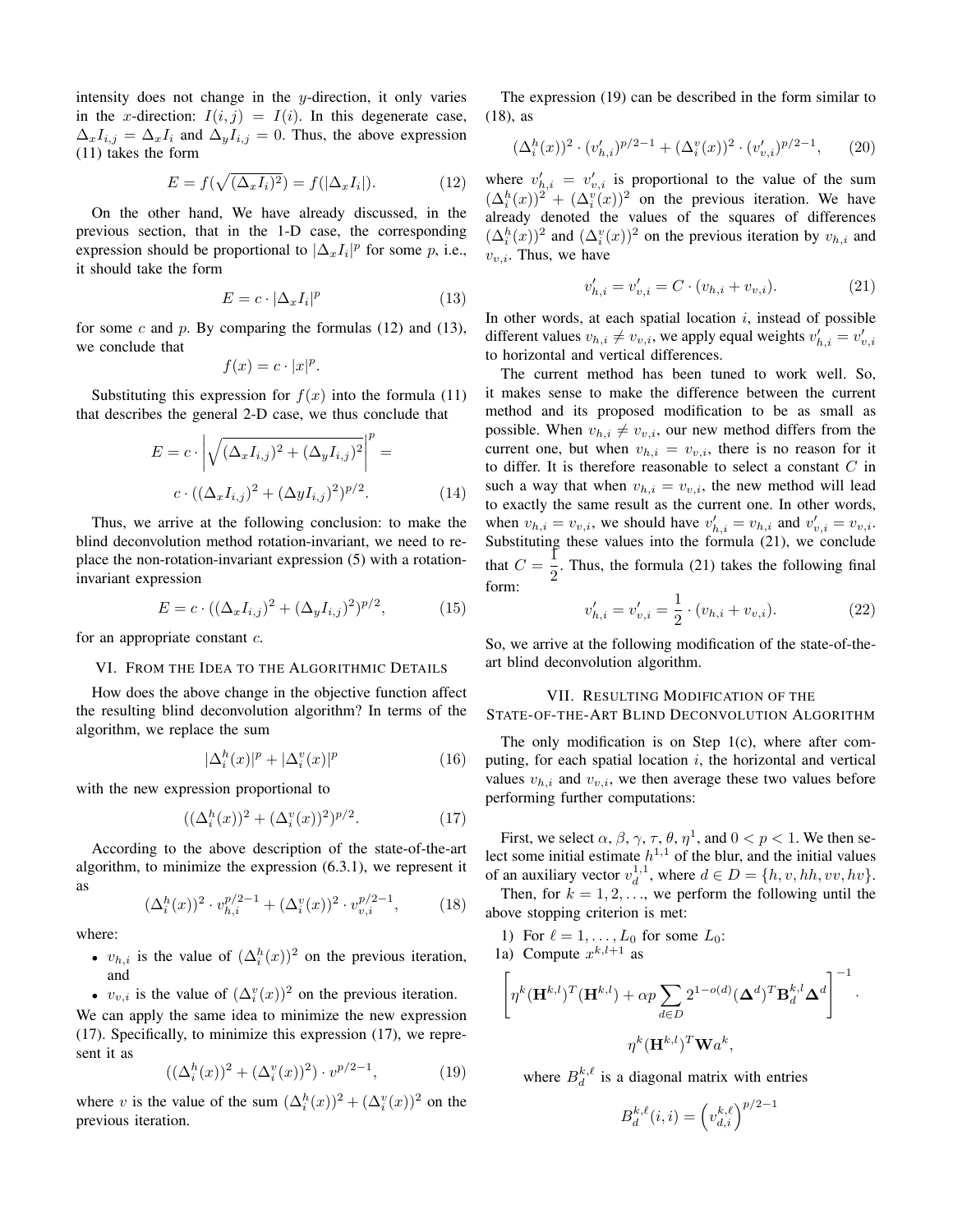intensity does not change in the $y$-direction, it only varies in the $x$-direction: $I(i,j) = I(i)$. In this degenerate case, $\Delta_x I_{i,j} = \Delta_x I_i$ and $\Delta_y I_{i,j} = 0$. Thus, the above expression (11) takes the form

$$E = f(\sqrt{(\Delta_x I_i)^2}) = f(|\Delta_x I_i|). \tag{12}$$

On the other hand, We have already discussed, in the previous section, that in the 1-D case, the corresponding expression should be proportional to $|\Delta_x I_i|^p$ for some $p$, i.e., it should take the form

$$E = c \cdot |\Delta_x I_i|^p \tag{13}$$

for some $c$ and $p$. By comparing the formulas (12) and (13), we conclude that

$$f(x) = c \cdot |x|^p.$$

Substituting this expression for $f(x)$ into the formula (11) that describes the general 2-D case, we thus conclude that

$$E = c \cdot \left| \sqrt{(\Delta_x I_{i,j})^2 + (\Delta_y I_{i,j})^2} \right|^p =$$

$$c \cdot ((\Delta_x I_{i,j})^2 + (\Delta y I_{i,j})^2)^{p/2}. \tag{14}$$

Thus, we arrive at the following conclusion: to make the blind deconvolution method rotation-invariant, we need to replace the non-rotation-invariant expression (5) with a rotation-invariant expression

$$E = c \cdot ((\Delta_x I_{i,j})^2 + (\Delta_y I_{i,j})^2)^{p/2}, \tag{15}$$

for an appropriate constant $c$.

## VI. From the Idea to the Algorithmic Details

How does the above change in the objective function affect the resulting blind deconvolution algorithm? In terms of the algorithm, we replace the sum

$$|\Delta^h_i(x)|^p + |\Delta^v_i(x)|^p \tag{16}$$

with the new expression proportional to

$$((\Delta^h_i(x))^2 + (\Delta^v_i(x))^2)^{p/2}. \tag{17}$$

According to the above description of the state-of-the-art algorithm, to minimize the expression (6.3.1), we represent it as

$$(\Delta^h_i(x))^2 \cdot v_{h,i}^{p/2-1} + (\Delta^v_i(x))^2 \cdot v_{v,i}^{p/2-1}, \tag{18}$$

where:

- $v_{h,i}$ is the value of $(\Delta^h_i(x))^2$ on the previous iteration, and
- $v_{v,i}$ is the value of $(\Delta^v_i(x))^2$ on the previous iteration.

We can apply the same idea to minimize the new expression (17). Specifically, to minimize this expression (17), we represent it as

$$((\Delta^h_i(x))^2 + (\Delta^v_i(x))^2) \cdot v^{p/2-1}, \tag{19}$$

where $v$ is the value of the sum $(\Delta^h_i(x))^2 + (\Delta^v_i(x))^2$ on the previous iteration.

The expression (19) can be described in the form similar to (18), as

$$(\Delta^h_i(x))^2 \cdot (v'_{h,i})^{p/2-1} + (\Delta^v_i(x))^2 \cdot (v'_{v,i})^{p/2-1}, \tag{20}$$

where $v'_{h,i} = v'_{v,i}$ is proportional to the value of the sum $(\Delta^h_i(x))^2 + (\Delta^v_i(x))^2$ on the previous iteration. We have already denoted the values of the squares of differences $(\Delta^h_i(x))^2$ and $(\Delta^v_i(x))^2$ on the previous iteration by $v_{h,i}$ and $v_{v,i}$. Thus, we have

$$v'_{h,i} = v'_{v,i} = C \cdot (v_{h,i} + v_{v,i}). \tag{21}$$

In other words, at each spatial location $i$, instead of possible different values $v_{h,i} \neq v_{v,i}$, we apply equal weights $v'_{h,i} = v'_{v,i}$ to horizontal and vertical differences.

The current method has been tuned to work well. So, it makes sense to make the difference between the current method and its proposed modification to be as small as possible. When $v_{h,i} \neq v_{v,i}$, our new method differs from the current one, but when $v_{h,i} = v_{v,i}$, there is no reason for it to differ. It is therefore reasonable to select a constant $C$ in such a way that when $v_{h,i} = v_{v,i}$, the new method will lead to exactly the same result as the current one. In other words, when $v_{h,i} = v_{v,i}$, we should have $v'_{h,i} = v_{h,i}$ and $v'_{v,i} = v_{v,i}$. Substituting these values into the formula (21), we conclude that $C = \dfrac{1}{2}$. Thus, the formula (21) takes the following final form:

$$v'_{h,i} = v'_{v,i} = \frac{1}{2} \cdot (v_{h,i} + v_{v,i}). \tag{22}$$

So, we arrive at the following modification of the state-of-the-art blind deconvolution algorithm.

## VII. Resulting Modification of the State-of-the-Art Blind Deconvolution Algorithm

The only modification is on Step 1(c), where after computing, for each spatial location $i$, the horizontal and vertical values $v_{h,i}$ and $v_{v,i}$, we then average these two values before performing further computations:

First, we select $\alpha$, $\beta$, $\gamma$, $\tau$, $\theta$, $\eta^1$, and $0 < p < 1$. We then select some initial estimate $h^{1,1}$ of the blur, and the initial values of an auxiliary vector $v^{1,1}_d$, where $d \in D = \{h, v, hh, vv, hv\}$.

Then, for $k = 1, 2, \ldots$, we perform the following until the above stopping criterion is met:

1) For $\ell = 1, \ldots, L_0$ for some $L_0$:

1a) Compute $x^{k,l+1}$ as

$$\left[ \eta^k (\mathbf{H}^{k,l})^T (\mathbf{H}^{k,l}) + \alpha p \sum_{d \in D} 2^{1-o(d)} (\mathbf{\Delta}^d)^T \mathbf{B}^{k,l}_d \mathbf{\Delta}^d \right]^{-1} \cdot$$

$$\eta^k (\mathbf{H}^{k,l})^T \mathbf{W} a^k,$$

where $B^{k,\ell}_d$ is a diagonal matrix with entries

$$B^{k,\ell}_d(i,i) = \left( v^{k,\ell}_{d,i} \right)^{p/2-1}$$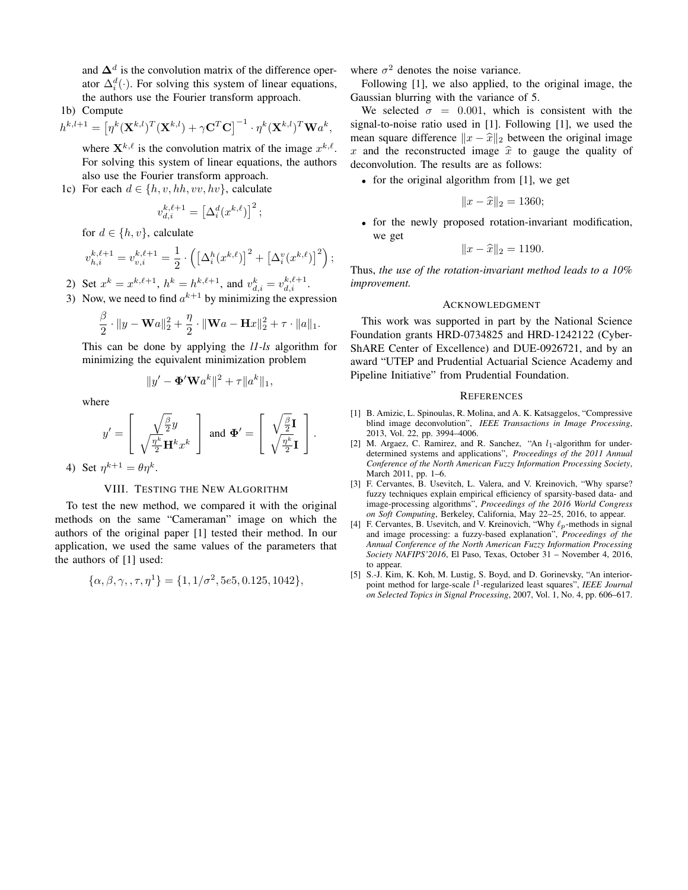and $\mathbf{\Delta}^d$ is the convolution matrix of the difference operator $\Delta_i^d(\cdot)$. For solving this system of linear equations, the authors use the Fourier transform approach.

1b) Compute

$$h^{k,l+1} = \left[\eta^k (\mathbf{X}^{k,l})^T (\mathbf{X}^{k,l}) + \gamma \mathbf{C}^T \mathbf{C}\right]^{-1} \cdot \eta^k (\mathbf{X}^{k,l})^T \mathbf{W} a^k,$$

where $\mathbf{X}^{k,\ell}$ is the convolution matrix of the image $x^{k,\ell}$. For solving this system of linear equations, the authors also use the Fourier transform approach.

1c) For each $d \in \{h, v, hh, vv, hv\}$, calculate

$$v_{d,i}^{k,\ell+1} = \left[\Delta_i^d(x^{k,\ell})\right]^2;$$

for $d \in \{h, v\}$, calculate

$$v_{h,i}^{k,\ell+1} = v_{v,i}^{k,\ell+1} = \frac{1}{2} \cdot \left(\left[\Delta_i^h(x^{k,\ell})\right]^2 + \left[\Delta_i^v(x^{k,\ell})\right]^2\right);$$

2) Set $x^k = x^{k,\ell+1}$, $h^k = h^{k,\ell+1}$, and $v_{d,i}^k = v_{d,i}^{k,\ell+1}$.

3) Now, we need to find $a^{k+1}$ by minimizing the expression

$$\frac{\beta}{2} \cdot \|y - \mathbf{W}a\|_2^2 + \frac{\eta}{2} \cdot \|\mathbf{W}a - \mathbf{H}x\|_2^2 + \tau \cdot \|a\|_1.$$

This can be done by applying the *l1-ls* algorithm for minimizing the equivalent minimization problem

$$\|y' - \mathbf{\Phi}' \mathbf{W} a^k\|^2 + \tau \|a^k\|_1,$$

where

$$y' = \begin{bmatrix} \sqrt{\frac{\beta}{2}} y \\ \sqrt{\frac{\eta^k}{2}} \mathbf{H}^k x^k \end{bmatrix} \text{ and } \mathbf{\Phi}' = \begin{bmatrix} \sqrt{\frac{\beta}{2}} \mathbf{I} \\ \sqrt{\frac{\eta^k}{2}} \mathbf{I} \end{bmatrix}.$$

4) Set $\eta^{k+1} = \theta \eta^k$.

## VIII. Testing the New Algorithm

To test the new method, we compared it with the original methods on the same "Cameraman" image on which the authors of the original paper [1] tested their method. In our application, we used the same values of the parameters that the authors of [1] used:

$$\{\alpha, \beta, \gamma, , \tau, \eta^1\} = \{1, 1/\sigma^2, 5e5, 0.125, 1042\},$$

where $\sigma^2$ denotes the noise variance.

Following [1], we also applied, to the original image, the Gaussian blurring with the variance of 5.

We selected $\sigma = 0.001$, which is consistent with the signal-to-noise ratio used in [1]. Following [1], we used the mean square difference $\|x - \widehat{x}\|_2$ between the original image $x$ and the reconstructed image $\widehat{x}$ to gauge the quality of deconvolution. The results are as follows:

- for the original algorithm from [1], we get

$$\|x - \widehat{x}\|_2 = 1360;$$

- for the newly proposed rotation-invariant modification, we get

$$\|x - \widehat{x}\|_2 = 1190.$$

Thus, *the use of the rotation-invariant method leads to a 10% improvement.*

## Acknowledgment

This work was supported in part by the National Science Foundation grants HRD-0734825 and HRD-1242122 (Cyber-ShARE Center of Excellence) and DUE-0926721, and by an award "UTEP and Prudential Actuarial Science Academy and Pipeline Initiative" from Prudential Foundation.

## References

[1] B. Amizic, L. Spinoulas, R. Molina, and A. K. Katsaggelos, "Compressive blind image deconvolution", *IEEE Transactions in Image Processing*, 2013, Vol. 22, pp. 3994–4006.

[2] M. Argaez, C. Ramirez, and R. Sanchez, "An $l_1$-algorithm for underdetermined systems and applications", *Proceedings of the 2011 Annual Conference of the North American Fuzzy Information Processing Society*, March 2011, pp. 1–6.

[3] F. Cervantes, B. Usevitch, L. Valera, and V. Kreinovich, "Why sparse? fuzzy techniques explain empirical efficiency of sparsity-based data- and image-processing algorithms", *Proceedings of the 2016 World Congress on Soft Computing*, Berkeley, California, May 22–25, 2016, to appear.

[4] F. Cervantes, B. Usevitch, and V. Kreinovich, "Why $\ell_p$-methods in signal and image processing: a fuzzy-based explanation", *Proceedings of the Annual Conference of the North American Fuzzy Information Processing Society NAFIPS'2016*, El Paso, Texas, October 31 – November 4, 2016, to appear.

[5] S.-J. Kim, K. Koh, M. Lustig, S. Boyd, and D. Gorinevsky, "An interior-point method for large-scale $l^1$-regularized least squares", *IEEE Journal on Selected Topics in Signal Processing*, 2007, Vol. 1, No. 4, pp. 606–617.